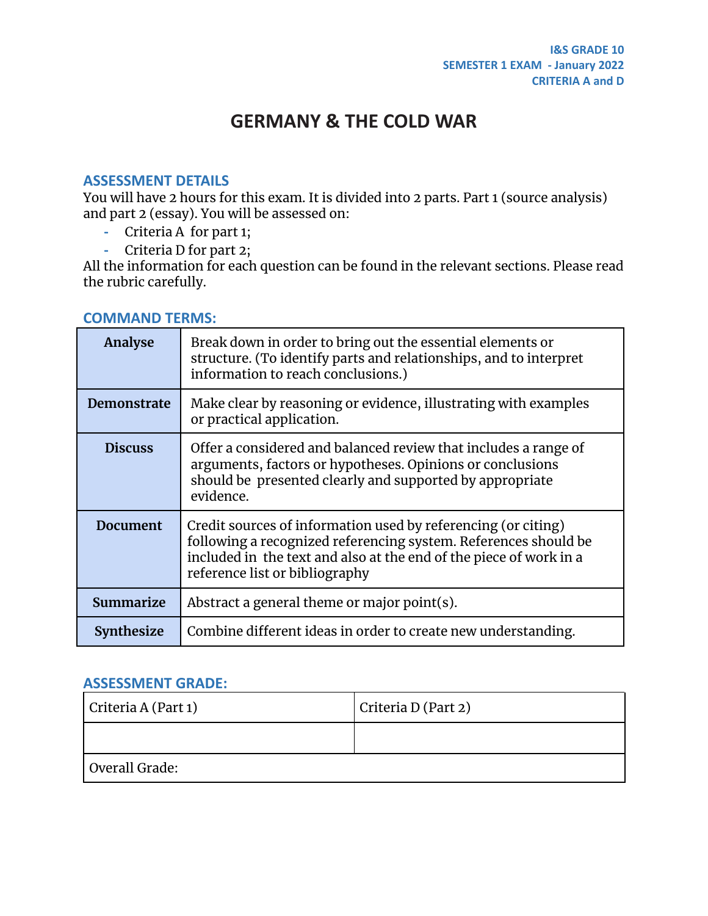I&S GRADE 10
SEMESTER 1 EXAM - January 2022
CRITERIA A and D

# GERMANY & THE COLD WAR

## ASSESSMENT DETAILS

You will have 2 hours for this exam. It is divided into 2 parts. Part 1 (source analysis) and part 2 (essay). You will be assessed on:

- Criteria A for part 1;
- Criteria D for part 2;

All the information for each question can be found in the relevant sections. Please read the rubric carefully.

## COMMAND TERMS:

| | |
|---|---|
| **Analyse** | Break down in order to bring out the essential elements or structure. (To identify parts and relationships, and to interpret information to reach conclusions.) |
| **Demonstrate** | Make clear by reasoning or evidence, illustrating with examples or practical application. |
| **Discuss** | Offer a considered and balanced review that includes a range of arguments, factors or hypotheses. Opinions or conclusions should be presented clearly and supported by appropriate evidence. |
| **Document** | Credit sources of information used by referencing (or citing) following a recognized referencing system. References should be included in the text and also at the end of the piece of work in a reference list or bibliography |
| **Summarize** | Abstract a general theme or major point(s). |
| **Synthesize** | Combine different ideas in order to create new understanding. |

## ASSESSMENT GRADE:

| Criteria A (Part 1) | Criteria D (Part 2) |
|---|---|
| | |
| Overall Grade: | |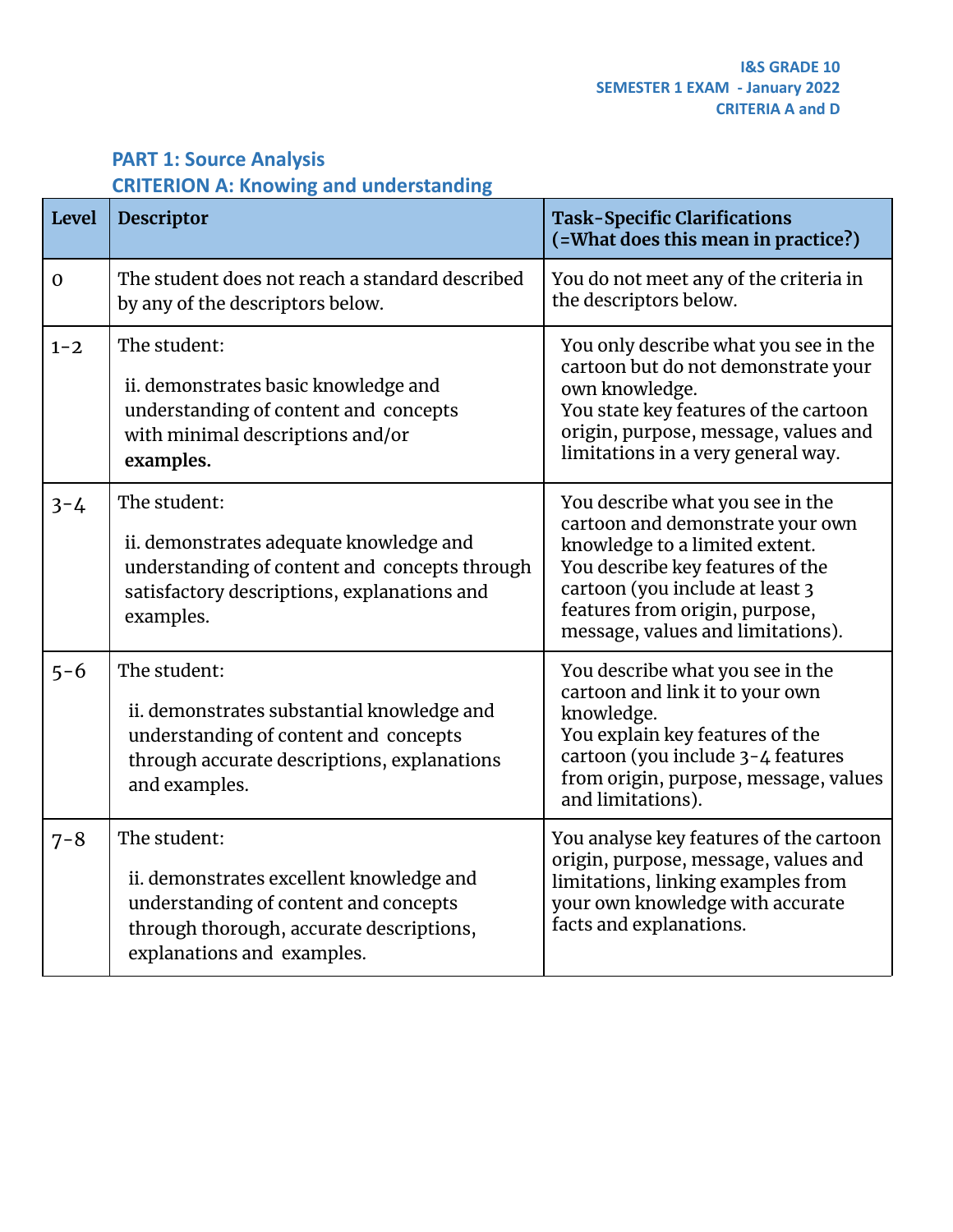I&S GRADE 10
SEMESTER 1 EXAM - January 2022
CRITERIA A and D

## PART 1: Source Analysis
## CRITERION A: Knowing and understanding

| Level | Descriptor | Task-Specific Clarifications (=What does this mean in practice?) |
|---|---|---|
| 0 | The student does not reach a standard described by any of the descriptors below. | You do not meet any of the criteria in the descriptors below. |
| 1-2 | The student:<br>ii. demonstrates basic knowledge and understanding of content and concepts with minimal descriptions and/or **examples.** | You only describe what you see in the cartoon but do not demonstrate your own knowledge.<br>You state key features of the cartoon origin, purpose, message, values and limitations in a very general way. |
| 3-4 | The student:<br>ii. demonstrates adequate knowledge and understanding of content and concepts through satisfactory descriptions, explanations and examples. | You describe what you see in the cartoon and demonstrate your own knowledge to a limited extent.<br>You describe key features of the cartoon (you include at least 3 features from origin, purpose, message, values and limitations). |
| 5-6 | The student:<br>ii. demonstrates substantial knowledge and understanding of content and concepts through accurate descriptions, explanations and examples. | You describe what you see in the cartoon and link it to your own knowledge.<br>You explain key features of the cartoon (you include 3-4 features from origin, purpose, message, values and limitations). |
| 7-8 | The student:<br>ii. demonstrates excellent knowledge and understanding of content and concepts through thorough, accurate descriptions, explanations and examples. | You analyse key features of the cartoon origin, purpose, message, values and limitations, linking examples from your own knowledge with accurate facts and explanations. |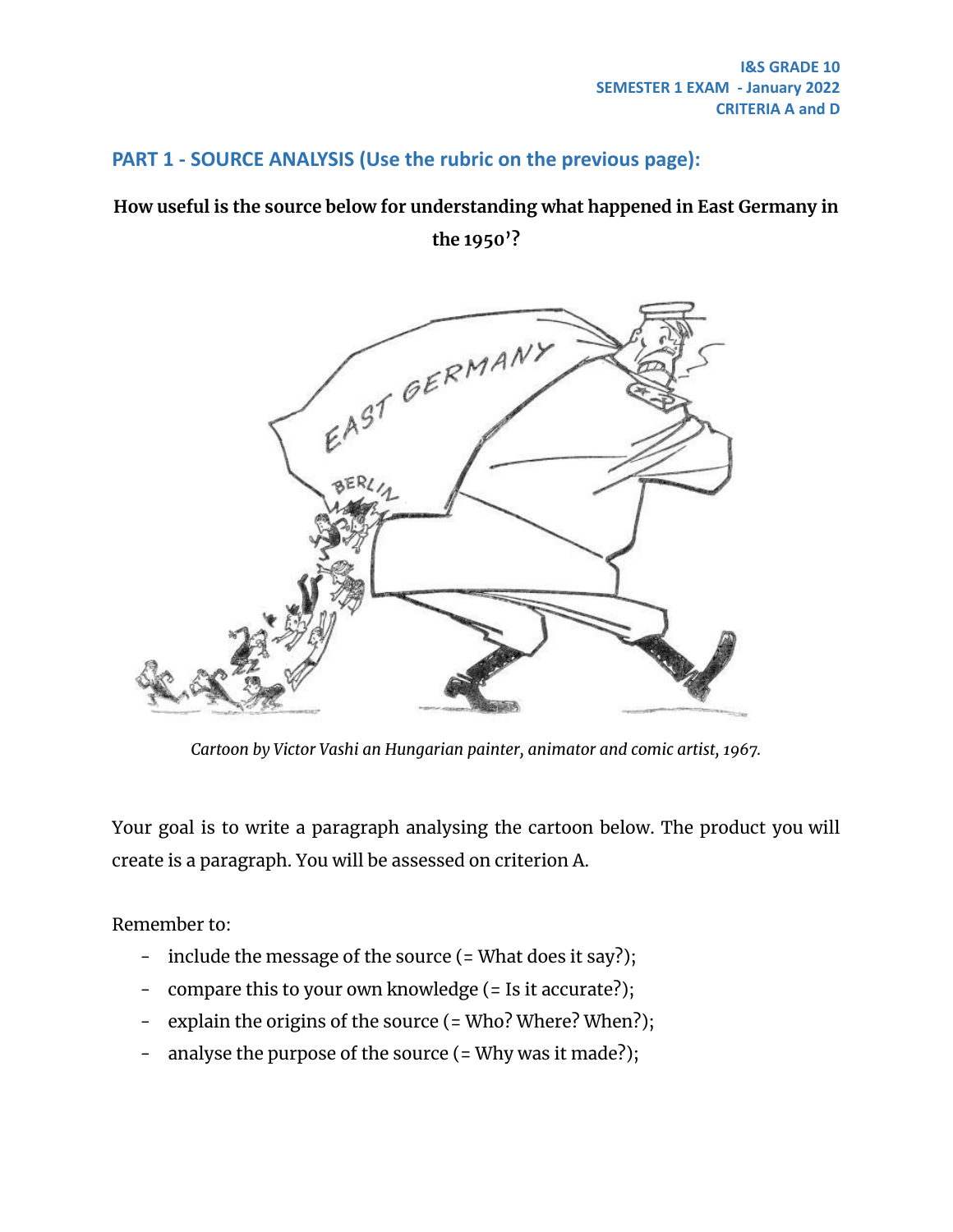I&S GRADE 10
SEMESTER 1 EXAM - January 2022
CRITERIA A and D

## PART 1 - SOURCE ANALYSIS (Use the rubric on the previous page):

**How useful is the source below for understanding what happened in East Germany in the 1950'?**

*Cartoon by Victor Vashi an Hungarian painter, animator and comic artist, 1967.*

Your goal is to write a paragraph analysing the cartoon below. The product you will create is a paragraph. You will be assessed on criterion A.

Remember to:

- include the message of the source (= What does it say?);
- compare this to your own knowledge (= Is it accurate?);
- explain the origins of the source (= Who? Where? When?);
- analyse the purpose of the source (= Why was it made?);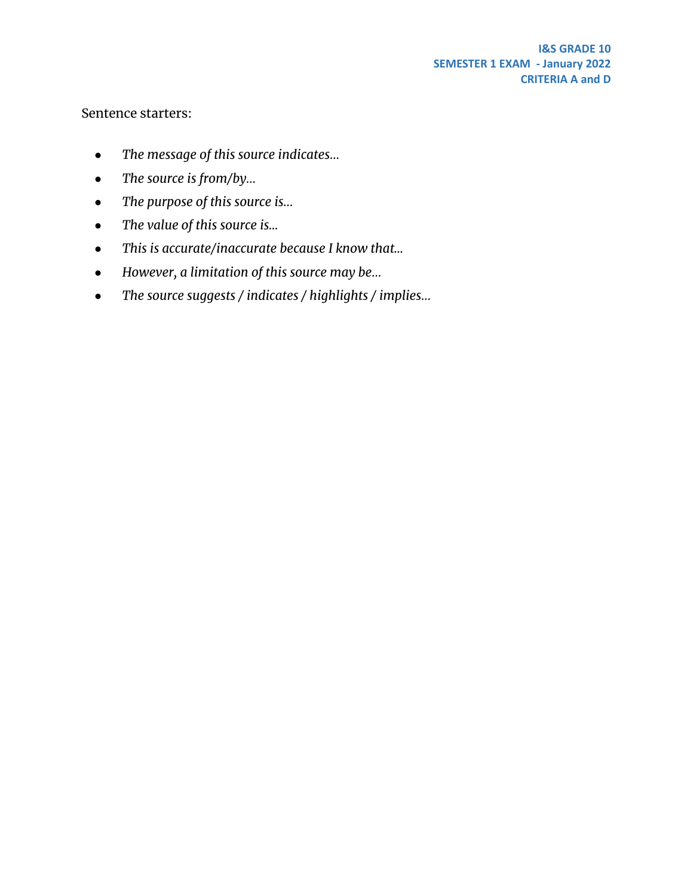Sentence starters:

- *The message of this source indicates…*
- *The source is from/by…*
- *The purpose of this source is…*
- *The value of this source is…*
- *This is accurate/inaccurate because I know that…*
- *However, a limitation of this source may be…*
- *The source suggests / indicates / highlights / implies…*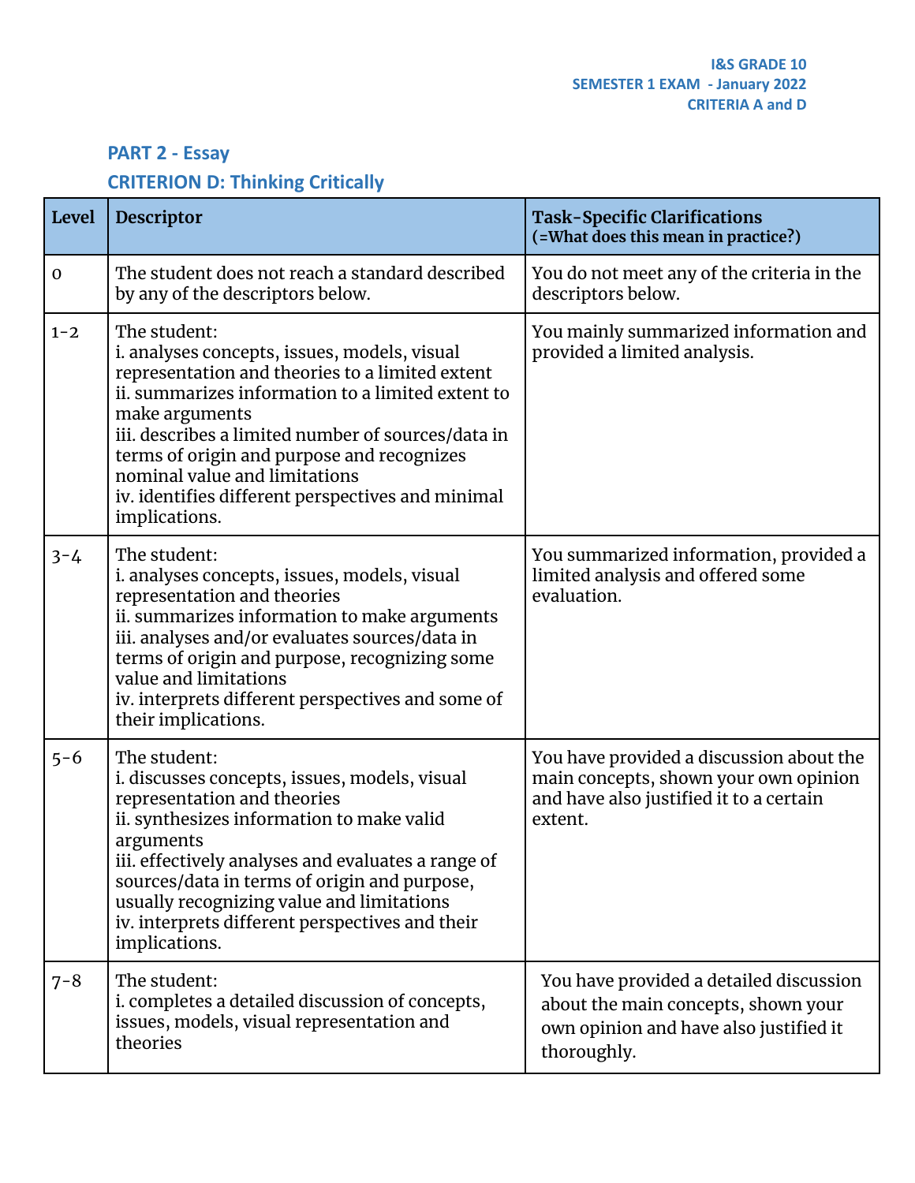I&S GRADE 10
SEMESTER 1 EXAM - January 2022
CRITERIA A and D

## PART 2 - Essay

## CRITERION D: Thinking Critically

| Level | Descriptor | Task-Specific Clarifications<br>(=What does this mean in practice?) |
|---|---|---|
| 0 | The student does not reach a standard described by any of the descriptors below. | You do not meet any of the criteria in the descriptors below. |
| 1-2 | The student:<br>i. analyses concepts, issues, models, visual representation and theories to a limited extent<br>ii. summarizes information to a limited extent to make arguments<br>iii. describes a limited number of sources/data in terms of origin and purpose and recognizes nominal value and limitations<br>iv. identifies different perspectives and minimal implications. | You mainly summarized information and provided a limited analysis. |
| 3-4 | The student:<br>i. analyses concepts, issues, models, visual representation and theories<br>ii. summarizes information to make arguments<br>iii. analyses and/or evaluates sources/data in terms of origin and purpose, recognizing some value and limitations<br>iv. interprets different perspectives and some of their implications. | You summarized information, provided a limited analysis and offered some evaluation. |
| 5-6 | The student:<br>i. discusses concepts, issues, models, visual representation and theories<br>ii. synthesizes information to make valid arguments<br>iii. effectively analyses and evaluates a range of sources/data in terms of origin and purpose, usually recognizing value and limitations<br>iv. interprets different perspectives and their implications. | You have provided a discussion about the main concepts, shown your own opinion and have also justified it to a certain extent. |
| 7-8 | The student:<br>i. completes a detailed discussion of concepts, issues, models, visual representation and theories | You have provided a detailed discussion about the main concepts, shown your own opinion and have also justified it thoroughly. |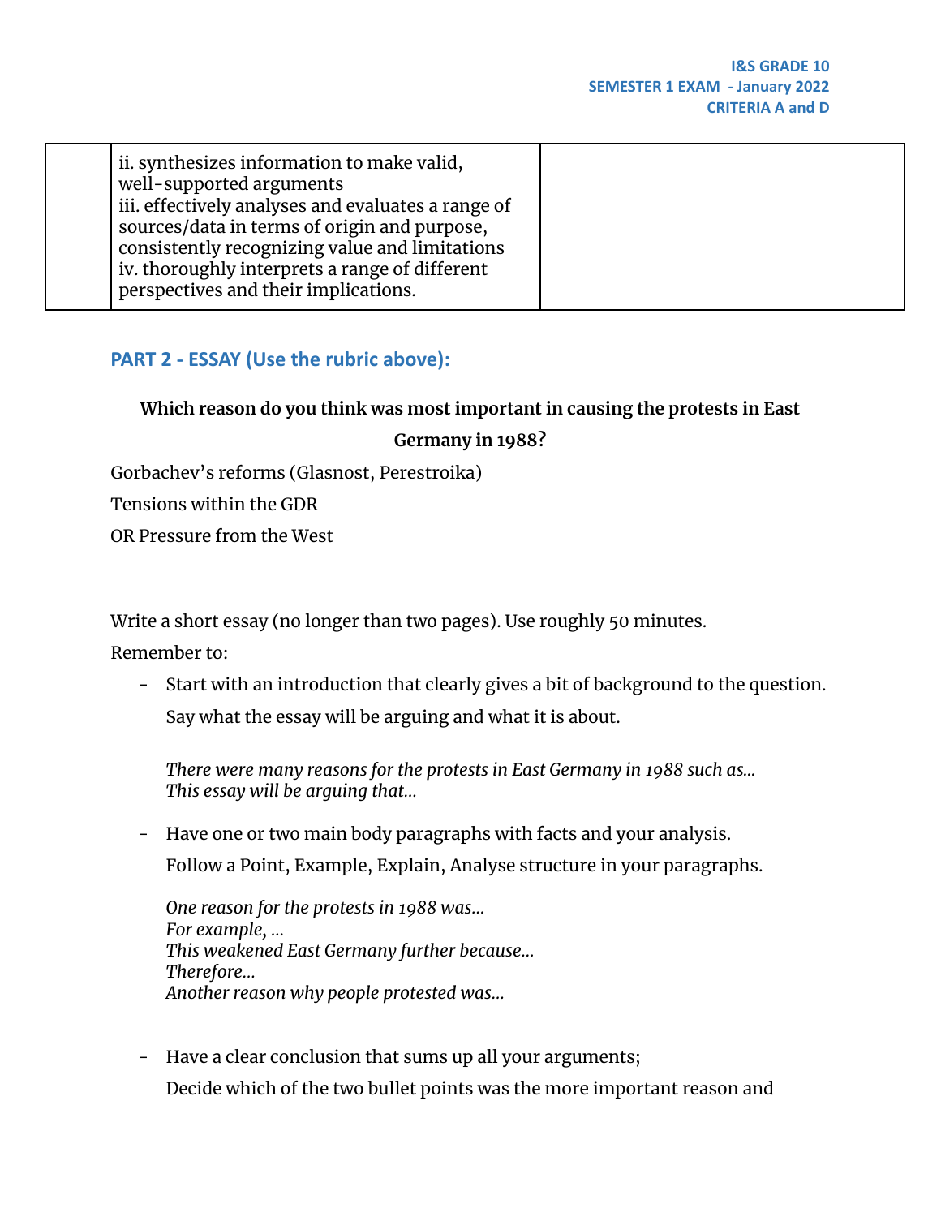| | ii. synthesizes information to make valid, well-supported arguments<br>iii. effectively analyses and evaluates a range of sources/data in terms of origin and purpose, consistently recognizing value and limitations<br>iv. thoroughly interprets a range of different perspectives and their implications. | |
|---|---|---|

## PART 2 - ESSAY (Use the rubric above):

**Which reason do you think was most important in causing the protests in East Germany in 1988?**

Gorbachev's reforms (Glasnost, Perestroika)

Tensions within the GDR

OR Pressure from the West

Write a short essay (no longer than two pages). Use roughly 50 minutes.

Remember to:

- Start with an introduction that clearly gives a bit of background to the question. Say what the essay will be arguing and what it is about.

  *There were many reasons for the protests in East Germany in 1988 such as...*
  *This essay will be arguing that...*

- Have one or two main body paragraphs with facts and your analysis. Follow a Point, Example, Explain, Analyse structure in your paragraphs.

  *One reason for the protests in 1988 was...*
  *For example, ...*
  *This weakened East Germany further because...*
  *Therefore...*
  *Another reason why people protested was...*

- Have a clear conclusion that sums up all your arguments;
  Decide which of the two bullet points was the more important reason and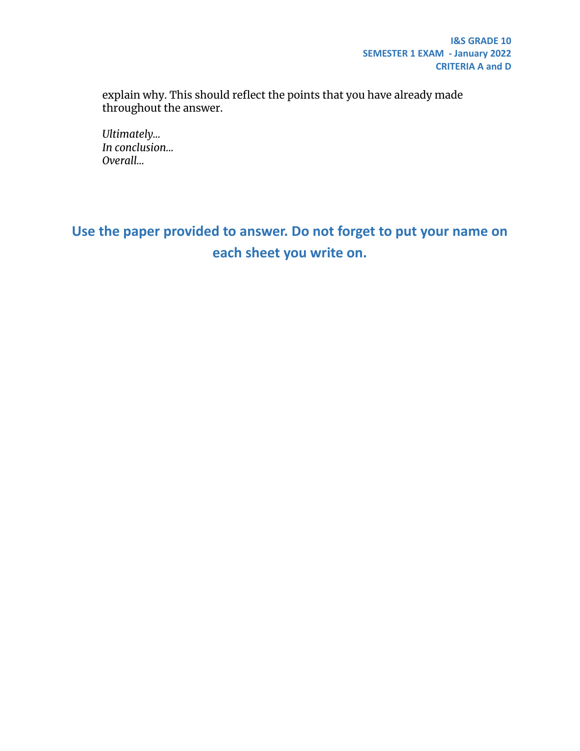explain why. This should reflect the points that you have already made throughout the answer.

*Ultimately...*
*In conclusion...*
*Overall...*

**Use the paper provided to answer. Do not forget to put your name on each sheet you write on.**